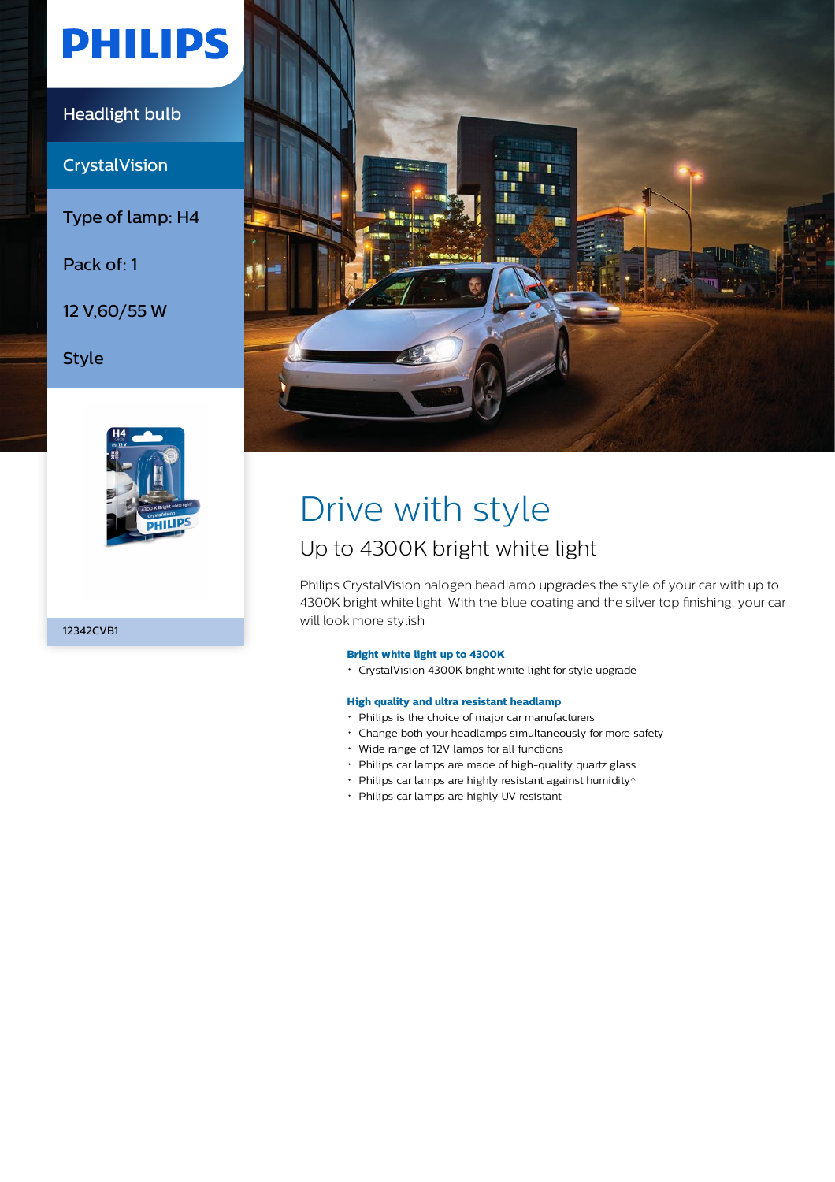PHILIPS

Headlight bulb

CrystalVision

Type of lamp: H4

Pack of: 1

12 V,60/55 W

Style

12342CVB1

# Drive with style

## Up to 4300K bright white light

Philips CrystalVision halogen headlamp upgrades the style of your car with up to 4300K bright white light. With the blue coating and the silver top finishing, your car will look more stylish

**Bright white light up to 4300K**

- CrystalVision 4300K bright white light for style upgrade

**High quality and ultra resistant headlamp**

- Philips is the choice of major car manufacturers.
- Change both your headlamps simultaneously for more safety
- Wide range of 12V lamps for all functions
- Philips car lamps are made of high-quality quartz glass
- Philips car lamps are highly resistant against humidity^
- Philips car lamps are highly UV resistant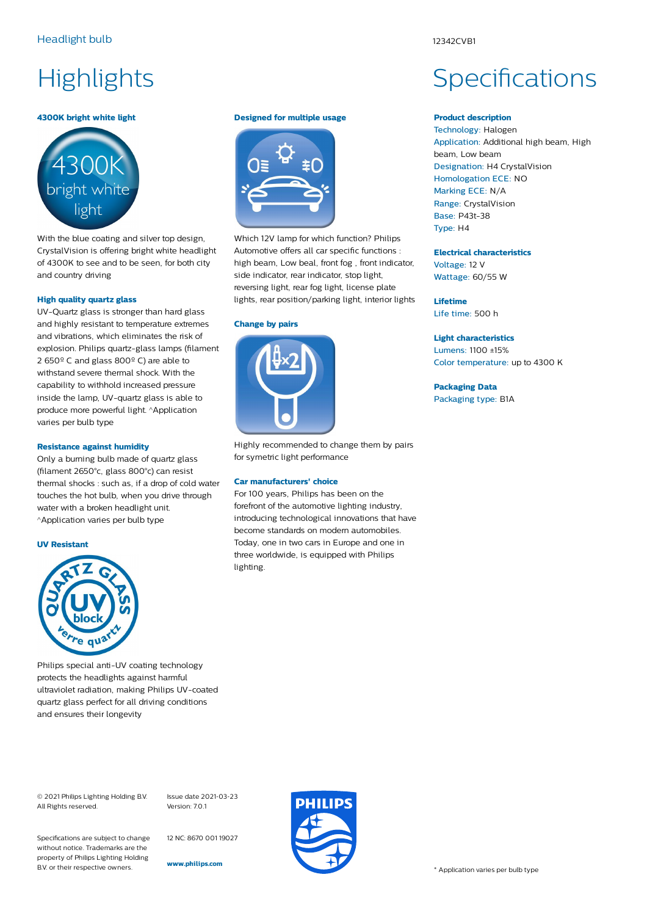Headlight bulb

12342CVB1

# Highlights

### 4300K bright white light

4300K bright white light

With the blue coating and silver top design, CrystalVision is offering bright white headlight of 4300K to see and to be seen, for both city and country driving

### High quality quartz glass

UV-Quartz glass is stronger than hard glass and highly resistant to temperature extremes and vibrations, which eliminates the risk of explosion. Philips quartz-glass lamps (filament 2 650º C and glass 800º C) are able to withstand severe thermal shock. With the capability to withhold increased pressure inside the lamp, UV-quartz glass is able to produce more powerful light. ^Application varies per bulb type

### Resistance against humidity

Only a burning bulb made of quartz glass (filament 2650°c, glass 800°c) can resist thermal shocks : such as, if a drop of cold water touches the hot bulb, when you drive through water with a broken headlight unit. ^Application varies per bulb type

### UV Resistant

QUARTZ GLASS UV block verre quartz

Philips special anti-UV coating technology protects the headlights against harmful ultraviolet radiation, making Philips UV-coated quartz glass perfect for all driving conditions and ensures their longevity

### Designed for multiple usage

Which 12V lamp for which function? Philips Automotive offers all car specific functions : high beam, Low beal, front fog , front indicator, side indicator, rear indicator, stop light, reversing light, rear fog light, license plate lights, rear position/parking light, interior lights

### Change by pairs

Highly recommended to change them by pairs for symetric light performance

### Car manufacturers' choice

For 100 years, Philips has been on the forefront of the automotive lighting industry, introducing technological innovations that have become standards on modern automobiles. Today, one in two cars in Europe and one in three worldwide, is equipped with Philips lighting.

# Specifications

### Product description

- Technology: Halogen
- Application: Additional high beam, High beam, Low beam
- Designation: H4 CrystalVision
- Homologation ECE: NO
- Marking ECE: N/A
- Range: CrystalVision
- Base: P43t-38
- Type: H4

### Electrical characteristics

- Voltage: 12 V
- Wattage: 60/55 W

### Lifetime

- Life time: 500 h

### Light characteristics

- Lumens: 1100 ±15%
- Color temperature: up to 4300 K

### Packaging Data

- Packaging type: B1A

© 2021 Philips Lighting Holding B.V. All Rights reserved.

Specifications are subject to change without notice. Trademarks are the property of Philips Lighting Holding B.V. or their respective owners.

Issue date 2021-03-23
Version: 7.0.1

12 NC: 8670 001 19027

www.philips.com

PHILIPS

* Application varies per bulb type